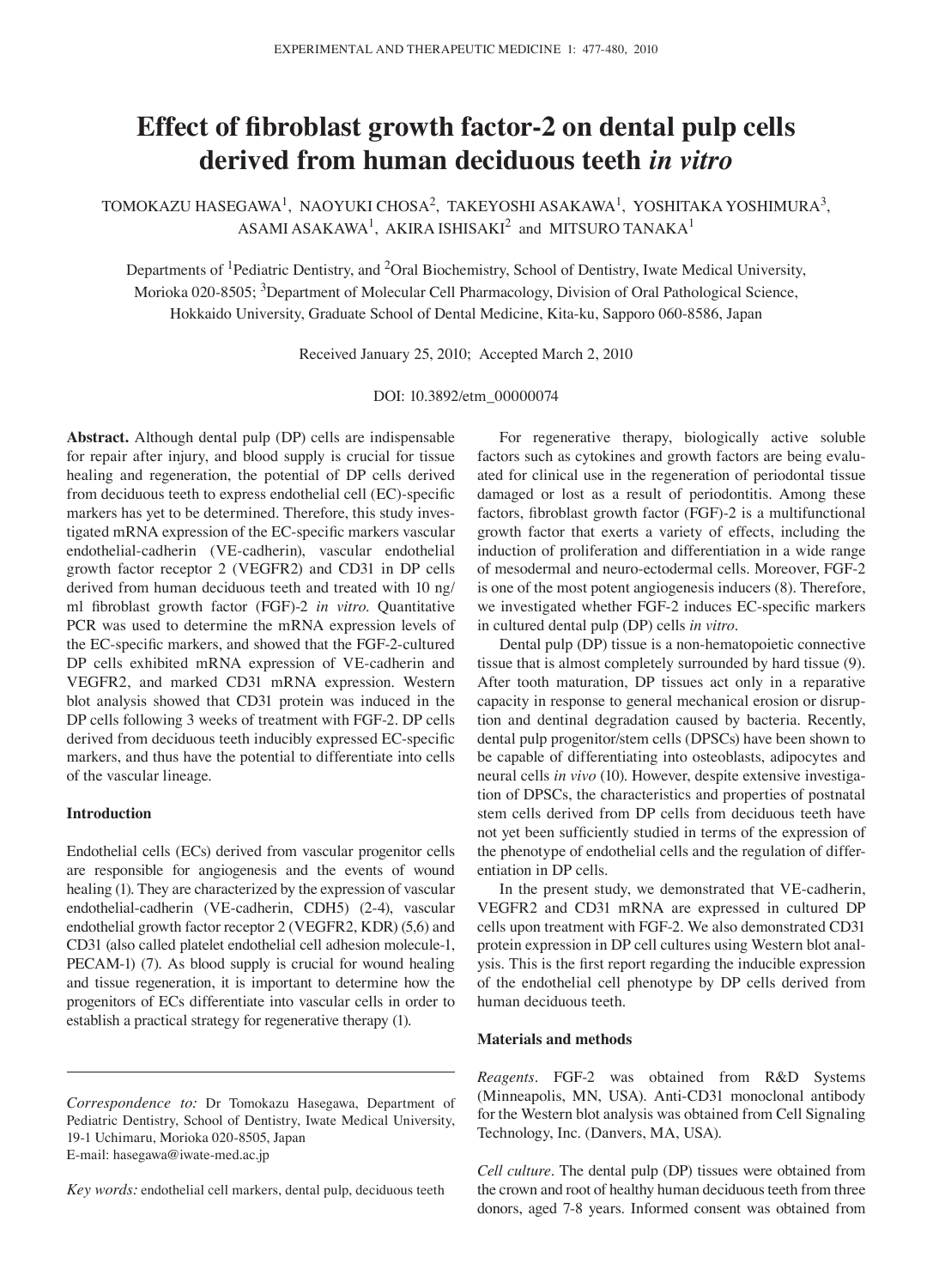# Effect of fibroblast growth factor-2 on dental pulp cells derived from human deciduous teeth *in vitro*

TOMOKAZU HASEGAWA[1], NAOYUKI CHOSA[2], TAKEYOSHI ASAKAWA[1], YOSHITAKA YOSHIMURA[3], ASAMI ASAKAWA[1], AKIRA ISHISAKI[2] and MITSURO TANAKA[1]

Departments of [1]Pediatric Dentistry, and [2]Oral Biochemistry, School of Dentistry, Iwate Medical University, Morioka 020-8505; [3]Department of Molecular Cell Pharmacology, Division of Oral Pathological Science, Hokkaido University, Graduate School of Dental Medicine, Kita-ku, Sapporo 060-8586, Japan

Received January 25, 2010; Accepted March 2, 2010

DOI: 10.3892/etm_00000074

**Abstract.** Although dental pulp (DP) cells are indispensable for repair after injury, and blood supply is crucial for tissue healing and regeneration, the potential of DP cells derived from deciduous teeth to express endothelial cell (EC)-specific markers has yet to be determined. Therefore, this study investigated mRNA expression of the EC-specific markers vascular endothelial-cadherin (VE-cadherin), vascular endothelial growth factor receptor 2 (VEGFR2) and CD31 in DP cells derived from human deciduous teeth and treated with 10 ng/ml fibroblast growth factor (FGF)-2 *in vitro*. Quantitative PCR was used to determine the mRNA expression levels of the EC-specific markers, and showed that the FGF-2-cultured DP cells exhibited mRNA expression of VE-cadherin and VEGFR2, and marked CD31 mRNA expression. Western blot analysis showed that CD31 protein was induced in the DP cells following 3 weeks of treatment with FGF-2. DP cells derived from deciduous teeth inducibly expressed EC-specific markers, and thus have the potential to differentiate into cells of the vascular lineage.

## Introduction

Endothelial cells (ECs) derived from vascular progenitor cells are responsible for angiogenesis and the events of wound healing (1). They are characterized by the expression of vascular endothelial-cadherin (VE-cadherin, CDH5) (2-4), vascular endothelial growth factor receptor 2 (VEGFR2, KDR) (5,6) and CD31 (also called platelet endothelial cell adhesion molecule-1, PECAM-1) (7). As blood supply is crucial for wound healing and tissue regeneration, it is important to determine how the progenitors of ECs differentiate into vascular cells in order to establish a practical strategy for regenerative therapy (1).

For regenerative therapy, biologically active soluble factors such as cytokines and growth factors are being evaluated for clinical use in the regeneration of periodontal tissue damaged or lost as a result of periodontitis. Among these factors, fibroblast growth factor (FGF)-2 is a multifunctional growth factor that exerts a variety of effects, including the induction of proliferation and differentiation in a wide range of mesodermal and neuro-ectodermal cells. Moreover, FGF-2 is one of the most potent angiogenesis inducers (8). Therefore, we investigated whether FGF-2 induces EC-specific markers in cultured dental pulp (DP) cells *in vitro*.

Dental pulp (DP) tissue is a non-hematopoietic connective tissue that is almost completely surrounded by hard tissue (9). After tooth maturation, DP tissues act only in a reparative capacity in response to general mechanical erosion or disruption and dentinal degradation caused by bacteria. Recently, dental pulp progenitor/stem cells (DPSCs) have been shown to be capable of differentiating into osteoblasts, adipocytes and neural cells *in vivo* (10). However, despite extensive investigation of DPSCs, the characteristics and properties of postnatal stem cells derived from DP cells from deciduous teeth have not yet been sufficiently studied in terms of the expression of the phenotype of endothelial cells and the regulation of differentiation in DP cells.

In the present study, we demonstrated that VE-cadherin, VEGFR2 and CD31 mRNA are expressed in cultured DP cells upon treatment with FGF-2. We also demonstrated CD31 protein expression in DP cell cultures using Western blot analysis. This is the first report regarding the inducible expression of the endothelial cell phenotype by DP cells derived from human deciduous teeth.

## Materials and methods

*Reagents*. FGF-2 was obtained from R&D Systems (Minneapolis, MN, USA). Anti-CD31 monoclonal antibody for the Western blot analysis was obtained from Cell Signaling Technology, Inc. (Danvers, MA, USA).

*Cell culture*. The dental pulp (DP) tissues were obtained from the crown and root of healthy human deciduous teeth from three donors, aged 7-8 years. Informed consent was obtained from

---

*Correspondence to:* Dr Tomokazu Hasegawa, Department of Pediatric Dentistry, School of Dentistry, Iwate Medical University, 19-1 Uchimaru, Morioka 020-8505, Japan
E-mail: hasegawa@iwate-med.ac.jp

*Key words:* endothelial cell markers, dental pulp, deciduous teeth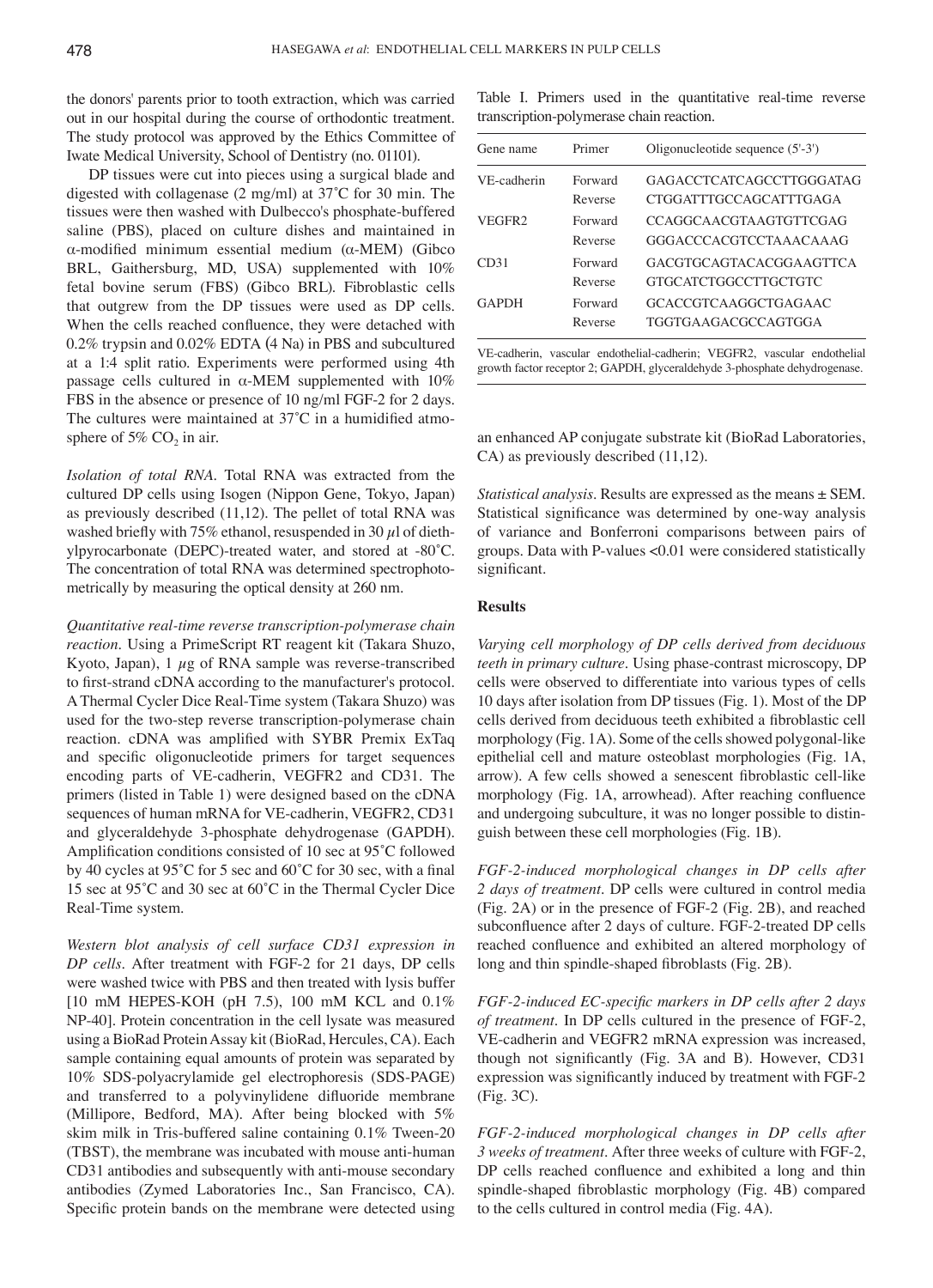the donors' parents prior to tooth extraction, which was carried out in our hospital during the course of orthodontic treatment. The study protocol was approved by the Ethics Committee of Iwate Medical University, School of Dentistry (no. 01101).

DP tissues were cut into pieces using a surgical blade and digested with collagenase (2 mg/ml) at 37˚C for 30 min. The tissues were then washed with Dulbecco's phosphate-buffered saline (PBS), placed on culture dishes and maintained in α-modified minimum essential medium (α-MEM) (Gibco BRL, Gaithersburg, MD, USA) supplemented with 10% fetal bovine serum (FBS) (Gibco BRL). Fibroblastic cells that outgrew from the DP tissues were used as DP cells. When the cells reached confluence, they were detached with 0.2% trypsin and 0.02% EDTA (4 Na) in PBS and subcultured at a 1:4 split ratio. Experiments were performed using 4th passage cells cultured in α-MEM supplemented with 10% FBS in the absence or presence of 10 ng/ml FGF-2 for 2 days. The cultures were maintained at 37˚C in a humidified atmosphere of 5% $CO_2$ in air.

*Isolation of total RNA.* Total RNA was extracted from the cultured DP cells using Isogen (Nippon Gene, Tokyo, Japan) as previously described (11,12). The pellet of total RNA was washed briefly with 75% ethanol, resuspended in 30 µl of diethylpyrocarbonate (DEPC)-treated water, and stored at -80˚C. The concentration of total RNA was determined spectrophotometrically by measuring the optical density at 260 nm.

*Quantitative real-time reverse transcription-polymerase chain reaction.* Using a PrimeScript RT reagent kit (Takara Shuzo, Kyoto, Japan), 1 µg of RNA sample was reverse-transcribed to first-strand cDNA according to the manufacturer's protocol. A Thermal Cycler Dice Real-Time system (Takara Shuzo) was used for the two-step reverse transcription-polymerase chain reaction. cDNA was amplified with SYBR Premix ExTaq and specific oligonucleotide primers for target sequences encoding parts of VE-cadherin, VEGFR2 and CD31. The primers (listed in Table 1) were designed based on the cDNA sequences of human mRNA for VE-cadherin, VEGFR2, CD31 and glyceraldehyde 3-phosphate dehydrogenase (GAPDH). Amplification conditions consisted of 10 sec at 95˚C followed by 40 cycles at 95˚C for 5 sec and 60˚C for 30 sec, with a final 15 sec at 95˚C and 30 sec at 60˚C in the Thermal Cycler Dice Real-Time system.

*Western blot analysis of cell surface CD31 expression in DP cells.* After treatment with FGF-2 for 21 days, DP cells were washed twice with PBS and then treated with lysis buffer [10 mM HEPES-KOH (pH 7.5), 100 mM KCL and 0.1% NP-40]. Protein concentration in the cell lysate was measured using a BioRad Protein Assay kit (BioRad, Hercules, CA). Each sample containing equal amounts of protein was separated by 10% SDS-polyacrylamide gel electrophoresis (SDS-PAGE) and transferred to a polyvinylidene difluoride membrane (Millipore, Bedford, MA). After being blocked with 5% skim milk in Tris-buffered saline containing 0.1% Tween-20 (TBST), the membrane was incubated with mouse anti-human CD31 antibodies and subsequently with anti-mouse secondary antibodies (Zymed Laboratories Inc., San Francisco, CA). Specific protein bands on the membrane were detected using an enhanced AP conjugate substrate kit (BioRad Laboratories, CA) as previously described (11,12).

Table I. Primers used in the quantitative real-time reverse transcription-polymerase chain reaction.

| Gene name | Primer | Oligonucleotide sequence (5'-3') |
|---|---|---|
| VE-cadherin | Forward | GAGACCTCATCAGCCTTGGGATAG |
| | Reverse | CTGGATTTGCCAGCATTTGAGA |
| VEGFR2 | Forward | CCAGGCAACGTAAGTGTTCGAG |
| | Reverse | GGGACCCACGTCCTAAACAAAG |
| CD31 | Forward | GACGTGCAGTACACGGAAGTTCA |
| | Reverse | GTGCATCTGGCCTTGCTGTC |
| GAPDH | Forward | GCACCGTCAAGGCTGAGAAC |
| | Reverse | TGGTGAAGACGCCAGTGGA |

VE-cadherin, vascular endothelial-cadherin; VEGFR2, vascular endothelial growth factor receptor 2; GAPDH, glyceraldehyde 3-phosphate dehydrogenase.

*Statistical analysis.* Results are expressed as the means ± SEM. Statistical significance was determined by one-way analysis of variance and Bonferroni comparisons between pairs of groups. Data with P-values <0.01 were considered statistically significant.

## Results

*Varying cell morphology of DP cells derived from deciduous teeth in primary culture.* Using phase-contrast microscopy, DP cells were observed to differentiate into various types of cells 10 days after isolation from DP tissues (Fig. 1). Most of the DP cells derived from deciduous teeth exhibited a fibroblastic cell morphology (Fig. 1A). Some of the cells showed polygonal-like epithelial cell and mature osteoblast morphologies (Fig. 1A, arrow). A few cells showed a senescent fibroblastic cell-like morphology (Fig. 1A, arrowhead). After reaching confluence and undergoing subculture, it was no longer possible to distinguish between these cell morphologies (Fig. 1B).

*FGF-2-induced morphological changes in DP cells after 2 days of treatment.* DP cells were cultured in control media (Fig. 2A) or in the presence of FGF-2 (Fig. 2B), and reached subconfluence after 2 days of culture. FGF-2-treated DP cells reached confluence and exhibited an altered morphology of long and thin spindle-shaped fibroblasts (Fig. 2B).

*FGF-2-induced EC-specific markers in DP cells after 2 days of treatment.* In DP cells cultured in the presence of FGF-2, VE-cadherin and VEGFR2 mRNA expression was increased, though not significantly (Fig. 3A and B). However, CD31 expression was significantly induced by treatment with FGF-2 (Fig. 3C).

*FGF-2-induced morphological changes in DP cells after 3 weeks of treatment.* After three weeks of culture with FGF-2, DP cells reached confluence and exhibited a long and thin spindle-shaped fibroblastic morphology (Fig. 4B) compared to the cells cultured in control media (Fig. 4A).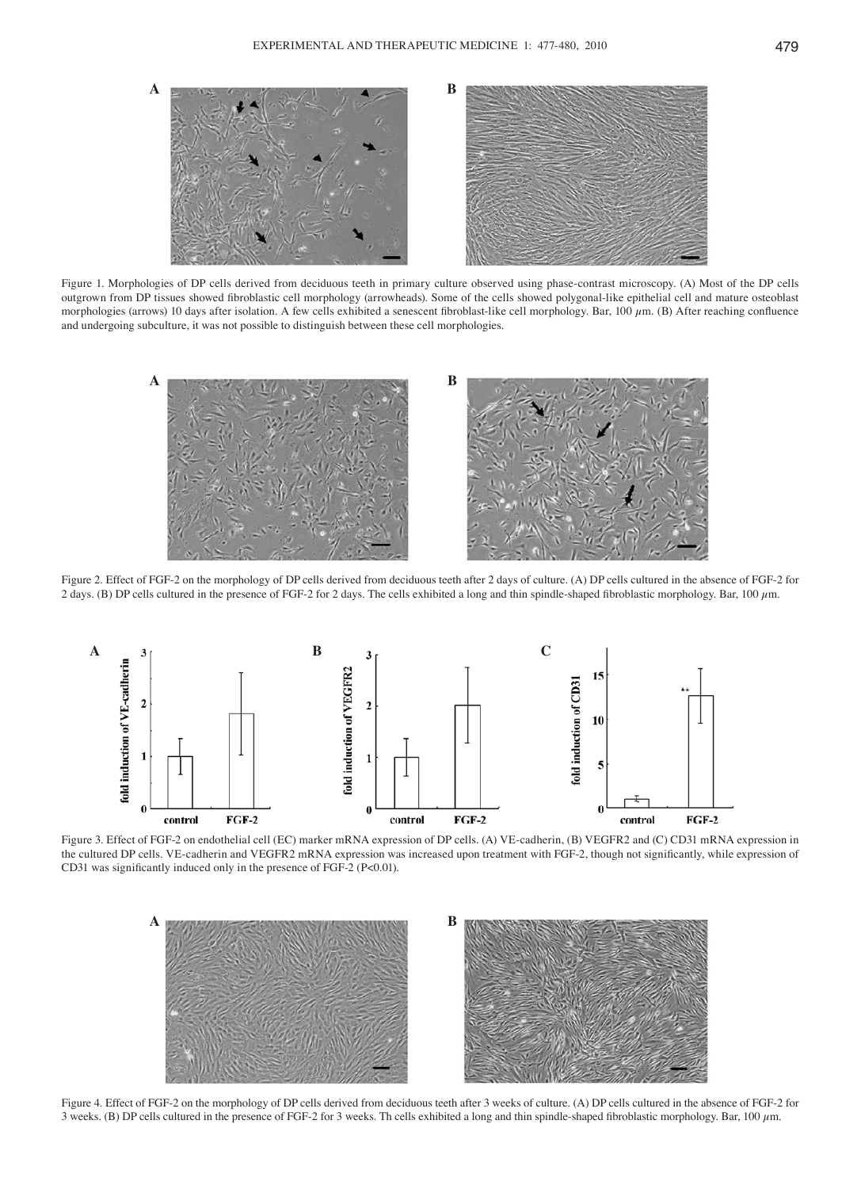Figure 1. Morphologies of DP cells derived from deciduous teeth in primary culture observed using phase-contrast microscopy. (A) Most of the DP cells outgrown from DP tissues showed fibroblastic cell morphology (arrowheads). Some of the cells showed polygonal-like epithelial cell and mature osteoblast morphologies (arrows) 10 days after isolation. A few cells exhibited a senescent fibroblast-like cell morphology. Bar, 100 $\mu$m. (B) After reaching confluence and undergoing subculture, it was not possible to distinguish between these cell morphologies.

Figure 2. Effect of FGF-2 on the morphology of DP cells derived from deciduous teeth after 2 days of culture. (A) DP cells cultured in the absence of FGF-2 for 2 days. (B) DP cells cultured in the presence of FGF-2 for 2 days. The cells exhibited a long and thin spindle-shaped fibroblastic morphology. Bar, 100 $\mu$m.

Figure 3. Effect of FGF-2 on endothelial cell (EC) marker mRNA expression of DP cells. (A) VE-cadherin, (B) VEGFR2 and (C) CD31 mRNA expression in the cultured DP cells. VE-cadherin and VEGFR2 mRNA expression was increased upon treatment with FGF-2, though not significantly, while expression of CD31 was significantly induced only in the presence of FGF-2 ($P<0.01$).

Figure 4. Effect of FGF-2 on the morphology of DP cells derived from deciduous teeth after 3 weeks of culture. (A) DP cells cultured in the absence of FGF-2 for 3 weeks. (B) DP cells cultured in the presence of FGF-2 for 3 weeks. Th cells exhibited a long and thin spindle-shaped fibroblastic morphology. Bar, 100 $\mu$m.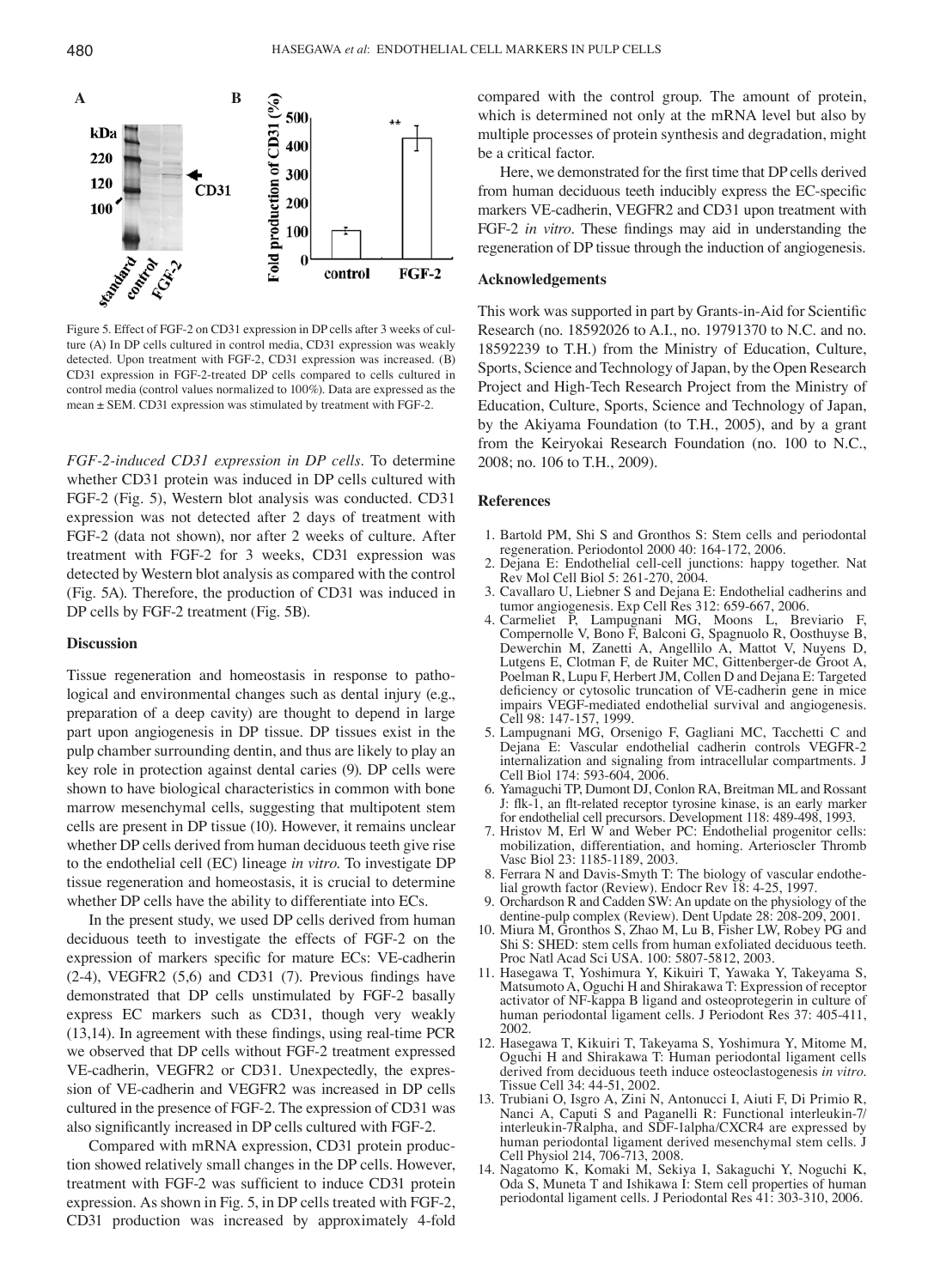A

kDa

220

120

100

CD31

standard control FGF-2

B

Fold production of CD31 (%)

500

400

300

200

100

0

**

control FGF-2

Figure 5. Effect of FGF-2 on CD31 expression in DP cells after 3 weeks of culture (A) In DP cells cultured in control media, CD31 expression was weakly detected. Upon treatment with FGF-2, CD31 expression was increased. (B) CD31 expression in FGF-2-treated DP cells compared to cells cultured in control media (control values normalized to 100%). Data are expressed as the mean ± SEM. CD31 expression was stimulated by treatment with FGF-2.

*FGF-2-induced CD31 expression in DP cells*. To determine whether CD31 protein was induced in DP cells cultured with FGF-2 (Fig. 5), Western blot analysis was conducted. CD31 expression was not detected after 2 days of treatment with FGF-2 (data not shown), nor after 2 weeks of culture. After treatment with FGF-2 for 3 weeks, CD31 expression was detected by Western blot analysis as compared with the control (Fig. 5A). Therefore, the production of CD31 was induced in DP cells by FGF-2 treatment (Fig. 5B).

## Discussion

Tissue regeneration and homeostasis in response to pathological and environmental changes such as dental injury (e.g., preparation of a deep cavity) are thought to depend in large part upon angiogenesis in DP tissue. DP tissues exist in the pulp chamber surrounding dentin, and thus are likely to play an key role in protection against dental caries (9). DP cells were shown to have biological characteristics in common with bone marrow mesenchymal cells, suggesting that multipotent stem cells are present in DP tissue (10). However, it remains unclear whether DP cells derived from human deciduous teeth give rise to the endothelial cell (EC) lineage *in vitro*. To investigate DP tissue regeneration and homeostasis, it is crucial to determine whether DP cells have the ability to differentiate into ECs.

In the present study, we used DP cells derived from human deciduous teeth to investigate the effects of FGF-2 on the expression of markers specific for mature ECs: VE-cadherin (2-4), VEGFR2 (5,6) and CD31 (7). Previous findings have demonstrated that DP cells unstimulated by FGF-2 basally express EC markers such as CD31, though very weakly (13,14). In agreement with these findings, using real-time PCR we observed that DP cells without FGF-2 treatment expressed VE-cadherin, VEGFR2 or CD31. Unexpectedly, the expression of VE-cadherin and VEGFR2 was increased in DP cells cultured in the presence of FGF-2. The expression of CD31 was also significantly increased in DP cells cultured with FGF-2.

Compared with mRNA expression, CD31 protein production showed relatively small changes in the DP cells. However, treatment with FGF-2 was sufficient to induce CD31 protein expression. As shown in Fig. 5, in DP cells treated with FGF-2, CD31 production was increased by approximately 4-fold compared with the control group. The amount of protein, which is determined not only at the mRNA level but also by multiple processes of protein synthesis and degradation, might be a critical factor.

Here, we demonstrated for the first time that DP cells derived from human deciduous teeth inducibly express the EC-specific markers VE-cadherin, VEGFR2 and CD31 upon treatment with FGF-2 *in vitro*. These findings may aid in understanding the regeneration of DP tissue through the induction of angiogenesis.

## Acknowledgements

This work was supported in part by Grants-in-Aid for Scientific Research (no. 18592026 to A.I., no. 19791370 to N.C. and no. 18592239 to T.H.) from the Ministry of Education, Culture, Sports, Science and Technology of Japan, by the Open Research Project and High-Tech Research Project from the Ministry of Education, Culture, Sports, Science and Technology of Japan, by the Akiyama Foundation (to T.H., 2005), and by a grant from the Keiryokai Research Foundation (no. 100 to N.C., 2008; no. 106 to T.H., 2009).

## References

1. Bartold PM, Shi S and Gronthos S: Stem cells and periodontal regeneration. Periodontol 2000 40: 164-172, 2006.
2. Dejana E: Endothelial cell-cell junctions: happy together. Nat Rev Mol Cell Biol 5: 261-270, 2004.
3. Cavallaro U, Liebner S and Dejana E: Endothelial cadherins and tumor angiogenesis. Exp Cell Res 312: 659-667, 2006.
4. Carmeliet P, Lampugnani MG, Moons L, Breviario F, Compernolle V, Bono F, Balconi G, Spagnuolo R, Oosthuyse B, Dewerchin M, Zanetti A, Angellilo A, Mattot V, Nuyens D, Lutgens E, Clotman F, de Ruiter MC, Gittenberger-de Groot A, Poelman R, Lupu F, Herbert JM, Collen D and Dejana E: Targeted deficiency or cytosolic truncation of VE-cadherin gene in mice impairs VEGF-mediated endothelial survival and angiogenesis. Cell 98: 147-157, 1999.
5. Lampugnani MG, Orsenigo F, Gagliani MC, Tacchetti C and Dejana E: Vascular endothelial cadherin controls VEGFR-2 internalization and signaling from intracellular compartments. J Cell Biol 174: 593-604, 2006.
6. Yamaguchi TP, Dumont DJ, Conlon RA, Breitman ML and Rossant J: flk-1, an flt-related receptor tyrosine kinase, is an early marker for endothelial cell precursors. Development 118: 489-498, 1993.
7. Hristov M, Erl W and Weber PC: Endothelial progenitor cells: mobilization, differentiation, and homing. Arterioscler Thromb Vasc Biol 23: 1185-1189, 2003.
8. Ferrara N and Davis-Smyth T: The biology of vascular endothelial growth factor (Review). Endocr Rev 18: 4-25, 1997.
9. Orchardson R and Cadden SW: An update on the physiology of the dentine-pulp complex (Review). Dent Update 28: 208-209, 2001.
10. Miura M, Gronthos S, Zhao M, Lu B, Fisher LW, Robey PG and Shi S: SHED: stem cells from human exfoliated deciduous teeth. Proc Natl Acad Sci USA. 100: 5807-5812, 2003.
11. Hasegawa T, Yoshimura Y, Kikuiri T, Yawaka Y, Takeyama S, Matsumoto A, Oguchi H and Shirakawa T: Expression of receptor activator of NF-kappa B ligand and osteoprotegerin in culture of human periodontal ligament cells. J Periodont Res 37: 405-411, 2002.
12. Hasegawa T, Kikuiri T, Takeyama S, Yoshimura Y, Mitome M, Oguchi H and Shirakawa T: Human periodontal ligament cells derived from deciduous teeth induce osteoclastogenesis *in vitro*. Tissue Cell 34: 44-51, 2002.
13. Trubiani O, Isgro A, Zini N, Antonucci I, Aiuti F, Di Primio R, Nanci A, Caputi S and Paganelli R: Functional interleukin-7/interleukin-7Ralpha, and SDF-1alpha/CXCR4 are expressed by human periodontal ligament derived mesenchymal stem cells. J Cell Physiol 214, 706-713, 2008.
14. Nagatomo K, Komaki M, Sekiya I, Sakaguchi Y, Noguchi K, Oda S, Muneta T and Ishikawa I: Stem cell properties of human periodontal ligament cells. J Periodontal Res 41: 303-310, 2006.